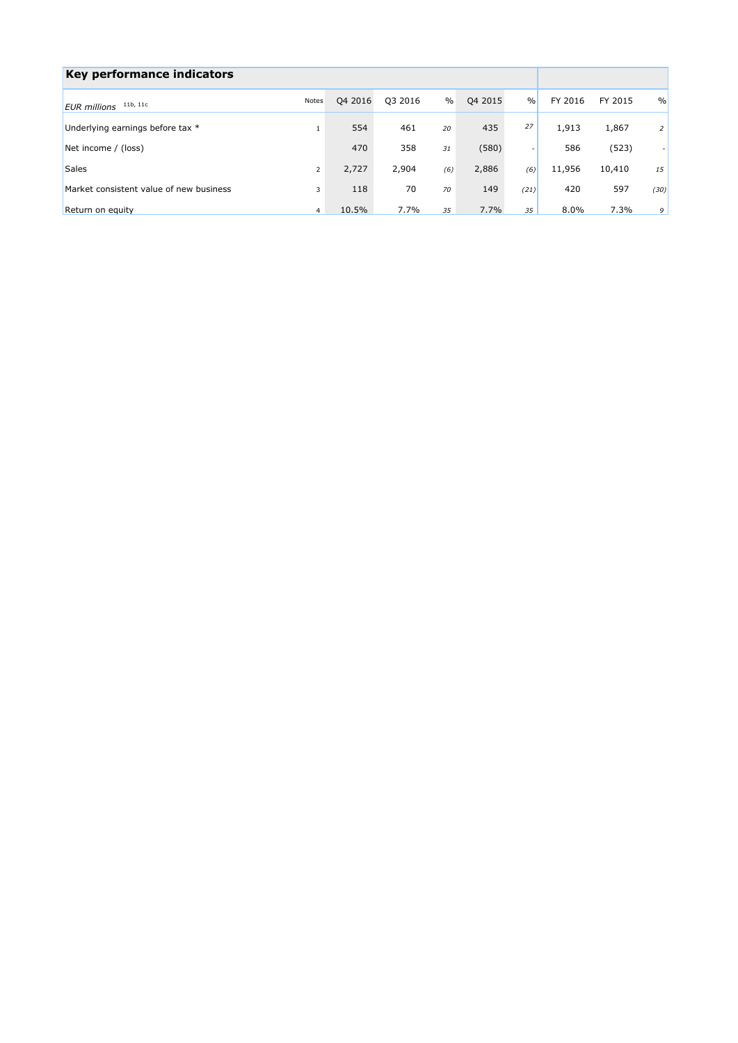## Key performance indicators

| *EUR millions* 11b, 11c | Notes | Q4 2016 | Q3 2016 | % | Q4 2015 | % | FY 2016 | FY 2015 | % |
|---|---|---|---|---|---|---|---|---|---|
| Underlying earnings before tax * | 1 | 554 | 461 | *20* | 435 | *27* | 1,913 | 1,867 | *2* |
| Net income / (loss) | | 470 | 358 | *31* | (580) | - | 586 | (523) | - |
| Sales | 2 | 2,727 | 2,904 | *(6)* | 2,886 | *(6)* | 11,956 | 10,410 | *15* |
| Market consistent value of new business | 3 | 118 | 70 | *70* | 149 | *(21)* | 420 | 597 | *(30)* |
| Return on equity | 4 | 10.5% | 7.7% | *35* | 7.7% | *35* | 8.0% | 7.3% | *9* |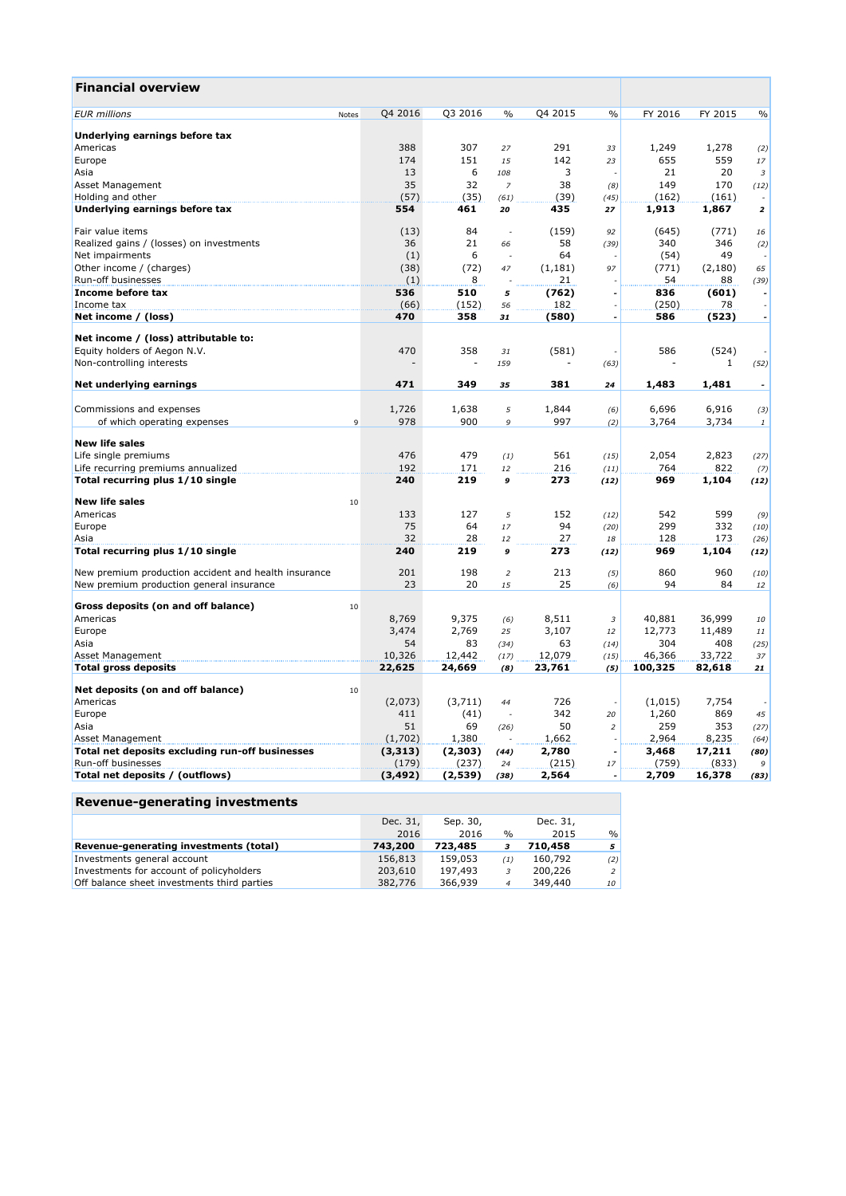## Financial overview

| *EUR millions* | Notes | Q4 2016 | Q3 2016 | % | Q4 2015 | % | FY 2016 | FY 2015 | % |
|---|---|---|---|---|---|---|---|---|---|
| **Underlying earnings before tax** | | | | | | | | | |
| Americas | | 388 | 307 | 27 | 291 | 33 | 1,249 | 1,278 | (2) |
| Europe | | 174 | 151 | 15 | 142 | 23 | 655 | 559 | 17 |
| Asia | | 13 | 6 | 108 | 3 | - | 21 | 20 | 3 |
| Asset Management | | 35 | 32 | 7 | 38 | (8) | 149 | 170 | (12) |
| Holding and other | | (57) | (35) | (61) | (39) | (45) | (162) | (161) | - |
| **Underlying earnings before tax** | | **554** | **461** | **20** | **435** | **27** | **1,913** | **1,867** | **2** |
| | | | | | | | | | |
| Fair value items | | (13) | 84 | - | (159) | 92 | (645) | (771) | 16 |
| Realized gains / (losses) on investments | | 36 | 21 | 66 | 58 | (39) | 340 | 346 | (2) |
| Net impairments | | (1) | 6 | - | 64 | - | (54) | 49 | - |
| Other income / (charges) | | (38) | (72) | 47 | (1,181) | 97 | (771) | (2,180) | 65 |
| Run-off businesses | | (1) | 8 | - | 21 | - | 54 | 88 | (39) |
| **Income before tax** | | **536** | **510** | **5** | **(762)** | **-** | **836** | **(601)** | **-** |
| Income tax | | (66) | (152) | 56 | 182 | - | (250) | 78 | - |
| **Net income / (loss)** | | **470** | **358** | **31** | **(580)** | **-** | **586** | **(523)** | **-** |
| | | | | | | | | | |
| **Net income / (loss) attributable to:** | | | | | | | | | |
| Equity holders of Aegon N.V. | | 470 | 358 | 31 | (581) | - | 586 | (524) | - |
| Non-controlling interests | | - | - | 159 | - | (63) | - | 1 | (52) |
| | | | | | | | | | |
| **Net underlying earnings** | | **471** | **349** | **35** | **381** | **24** | **1,483** | **1,481** | **-** |
| | | | | | | | | | |
| Commissions and expenses | | 1,726 | 1,638 | 5 | 1,844 | (6) | 6,696 | 6,916 | (3) |
| of which operating expenses | 9 | 978 | 900 | 9 | 997 | (2) | 3,764 | 3,734 | 1 |
| | | | | | | | | | |
| **New life sales** | | | | | | | | | |
| Life single premiums | | 476 | 479 | (1) | 561 | (15) | 2,054 | 2,823 | (27) |
| Life recurring premiums annualized | | 192 | 171 | 12 | 216 | (11) | 764 | 822 | (7) |
| **Total recurring plus 1/10 single** | | **240** | **219** | **9** | **273** | **(12)** | **969** | **1,104** | **(12)** |
| | | | | | | | | | |
| **New life sales** | 10 | | | | | | | | |
| Americas | | 133 | 127 | 5 | 152 | (12) | 542 | 599 | (9) |
| Europe | | 75 | 64 | 17 | 94 | (20) | 299 | 332 | (10) |
| Asia | | 32 | 28 | 12 | 27 | 18 | 128 | 173 | (26) |
| **Total recurring plus 1/10 single** | | **240** | **219** | **9** | **273** | **(12)** | **969** | **1,104** | **(12)** |
| | | | | | | | | | |
| New premium production accident and health insurance | | 201 | 198 | 2 | 213 | (5) | 860 | 960 | (10) |
| New premium production general insurance | | 23 | 20 | 15 | 25 | (6) | 94 | 84 | 12 |
| | | | | | | | | | |
| **Gross deposits (on and off balance)** | 10 | | | | | | | | |
| Americas | | 8,769 | 9,375 | (6) | 8,511 | 3 | 40,881 | 36,999 | 10 |
| Europe | | 3,474 | 2,769 | 25 | 3,107 | 12 | 12,773 | 11,489 | 11 |
| Asia | | 54 | 83 | (34) | 63 | (14) | 304 | 408 | (25) |
| Asset Management | | 10,326 | 12,442 | (17) | 12,079 | (15) | 46,366 | 33,722 | 37 |
| **Total gross deposits** | | **22,625** | **24,669** | **(8)** | **23,761** | **(5)** | **100,325** | **82,618** | **21** |
| | | | | | | | | | |
| **Net deposits (on and off balance)** | 10 | | | | | | | | |
| Americas | | (2,073) | (3,711) | 44 | 726 | - | (1,015) | 7,754 | - |
| Europe | | 411 | (41) | - | 342 | 20 | 1,260 | 869 | 45 |
| Asia | | 51 | 69 | (26) | 50 | 2 | 259 | 353 | (27) |
| Asset Management | | (1,702) | 1,380 | - | 1,662 | - | 2,964 | 8,235 | (64) |
| **Total net deposits excluding run-off businesses** | | **(3,313)** | **(2,303)** | **(44)** | **2,780** | **-** | **3,468** | **17,211** | **(80)** |
| Run-off businesses | | (179) | (237) | 24 | (215) | 17 | (759) | (833) | 9 |
| **Total net deposits / (outflows)** | | **(3,492)** | **(2,539)** | **(38)** | **2,564** | **-** | **2,709** | **16,378** | **(83)** |

## Revenue-generating investments

| | Dec. 31, 2016 | Sep. 30, 2016 | % | Dec. 31, 2015 | % |
|---|---|---|---|---|---|
| **Revenue-generating investments (total)** | **743,200** | **723,485** | **3** | **710,458** | **5** |
| Investments general account | 156,813 | 159,053 | (1) | 160,792 | (2) |
| Investments for account of policyholders | 203,610 | 197,493 | 3 | 200,226 | 2 |
| Off balance sheet investments third parties | 382,776 | 366,939 | 4 | 349,440 | 10 |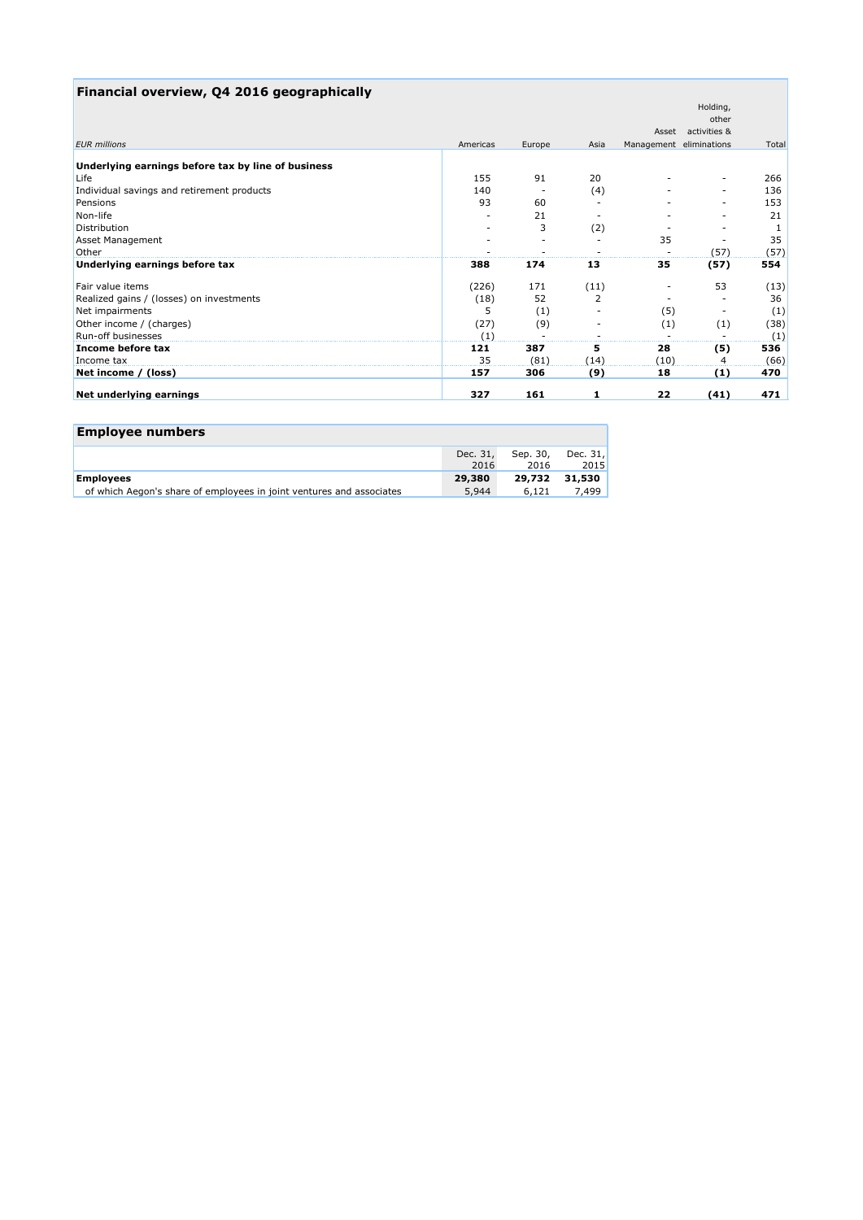## Financial overview, Q4 2016 geographically

| *EUR millions* | Americas | Europe | Asia | Asset Management | Holding, other activities & eliminations | Total |
|---|---|---|---|---|---|---|
| **Underlying earnings before tax by line of business** | | | | | | |
| Life | 155 | 91 | 20 | - | - | 266 |
| Individual savings and retirement products | 140 | - | (4) | - | - | 136 |
| Pensions | 93 | 60 | - | - | - | 153 |
| Non-life | - | 21 | - | - | - | 21 |
| Distribution | - | 3 | (2) | - | - | 1 |
| Asset Management | - | - | - | 35 | - | 35 |
| Other | - | - | - | - | (57) | (57) |
| **Underlying earnings before tax** | **388** | **174** | **13** | **35** | **(57)** | **554** |
| Fair value items | (226) | 171 | (11) | - | 53 | (13) |
| Realized gains / (losses) on investments | (18) | 52 | 2 | - | - | 36 |
| Net impairments | 5 | (1) | - | (5) | - | (1) |
| Other income / (charges) | (27) | (9) | - | (1) | (1) | (38) |
| Run-off businesses | (1) | - | - | - | - | (1) |
| **Income before tax** | **121** | **387** | **5** | **28** | **(5)** | **536** |
| Income tax | 35 | (81) | (14) | (10) | 4 | (66) |
| **Net income / (loss)** | **157** | **306** | **(9)** | **18** | **(1)** | **470** |
| **Net underlying earnings** | **327** | **161** | **1** | **22** | **(41)** | **471** |

## Employee numbers

| | Dec. 31, 2016 | Sep. 30, 2016 | Dec. 31, 2015 |
|---|---|---|---|
| **Employees** | **29,380** | **29,732** | **31,530** |
| of which Aegon's share of employees in joint ventures and associates | 5,944 | 6,121 | 7,499 |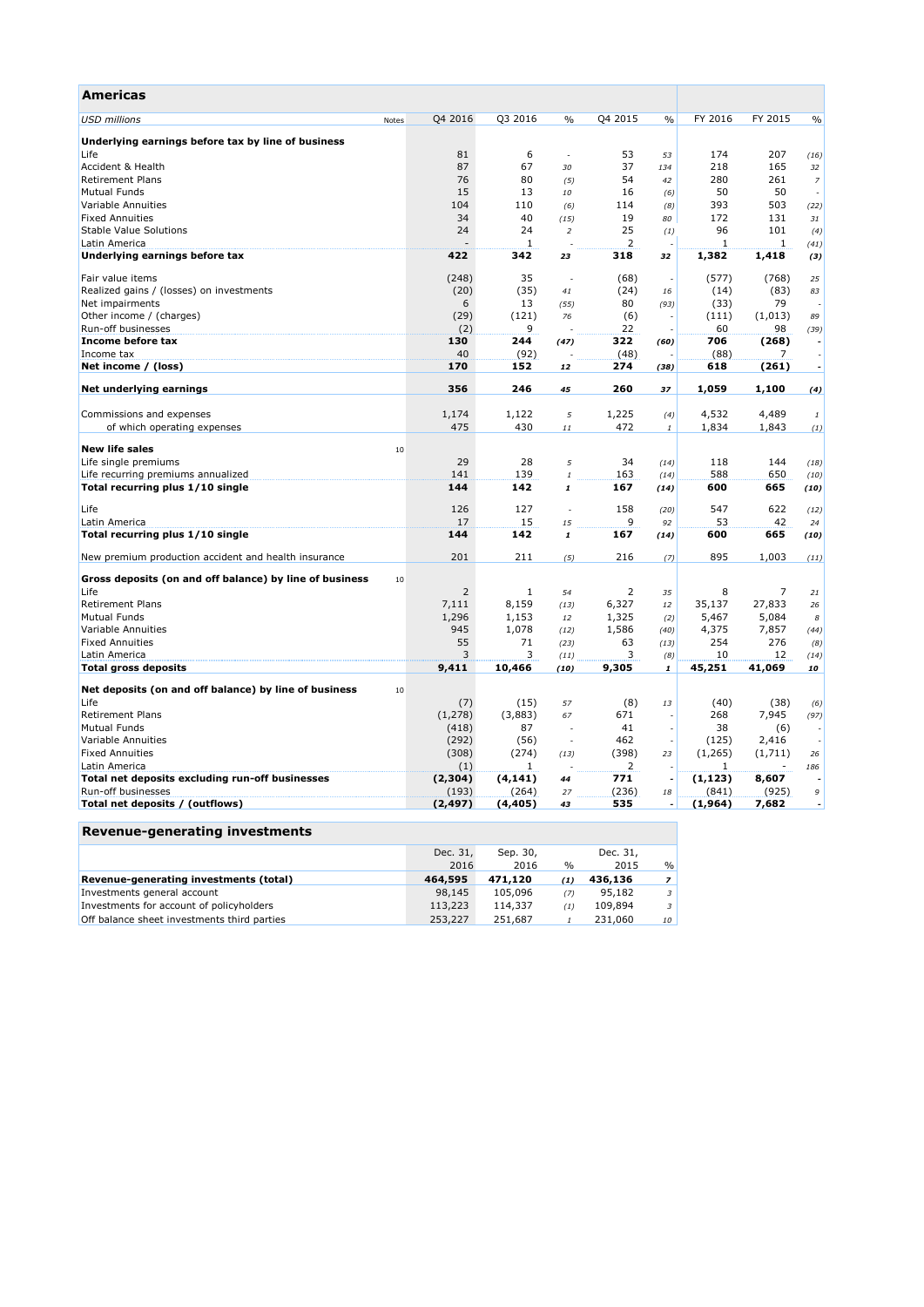## Americas

| USD millions | Notes | Q4 2016 | Q3 2016 | % | Q4 2015 | % | FY 2016 | FY 2015 | % |
|---|---|---|---|---|---|---|---|---|---|
| **Underlying earnings before tax by line of business** | | | | | | | | | |
| Life | | 81 | 6 | - | 53 | 53 | 174 | 207 | (16) |
| Accident & Health | | 87 | 67 | 30 | 37 | 134 | 218 | 165 | 32 |
| Retirement Plans | | 76 | 80 | (5) | 54 | 42 | 280 | 261 | 7 |
| Mutual Funds | | 15 | 13 | 10 | 16 | (6) | 50 | 50 | - |
| Variable Annuities | | 104 | 110 | (6) | 114 | (8) | 393 | 503 | (22) |
| Fixed Annuities | | 34 | 40 | (15) | 19 | 80 | 172 | 131 | 31 |
| Stable Value Solutions | | 24 | 24 | 2 | 25 | (1) | 96 | 101 | (4) |
| Latin America | | - | 1 | - | 2 | - | 1 | 1 | (41) |
| **Underlying earnings before tax** | | **422** | **342** | **23** | **318** | **32** | **1,382** | **1,418** | **(3)** |
| | | | | | | | | | |
| Fair value items | | (248) | 35 | - | (68) | - | (577) | (768) | 25 |
| Realized gains / (losses) on investments | | (20) | (35) | 41 | (24) | 16 | (14) | (83) | 83 |
| Net impairments | | 6 | 13 | (55) | 80 | (93) | (33) | 79 | - |
| Other income / (charges) | | (29) | (121) | 76 | (6) | - | (111) | (1,013) | 89 |
| Run-off businesses | | (2) | 9 | - | 22 | - | 60 | 98 | (39) |
| **Income before tax** | | **130** | **244** | **(47)** | **322** | **(60)** | **706** | **(268)** | **-** |
| Income tax | | 40 | (92) | - | (48) | - | (88) | 7 | - |
| **Net income / (loss)** | | **170** | **152** | **12** | **274** | **(38)** | **618** | **(261)** | **-** |
| | | | | | | | | | |
| **Net underlying earnings** | | **356** | **246** | **45** | **260** | **37** | **1,059** | **1,100** | **(4)** |
| | | | | | | | | | |
| Commissions and expenses | | 1,174 | 1,122 | 5 | 1,225 | (4) | 4,532 | 4,489 | 1 |
| of which operating expenses | | 475 | 430 | 11 | 472 | 1 | 1,834 | 1,843 | (1) |
| | | | | | | | | | |
| **New life sales** | 10 | | | | | | | | |
| Life single premiums | | 29 | 28 | 5 | 34 | (14) | 118 | 144 | (18) |
| Life recurring premiums annualized | | 141 | 139 | 1 | 163 | (14) | 588 | 650 | (10) |
| **Total recurring plus 1/10 single** | | **144** | **142** | **1** | **167** | **(14)** | **600** | **665** | **(10)** |
| | | | | | | | | | |
| Life | | 126 | 127 | - | 158 | (20) | 547 | 622 | (12) |
| Latin America | | 17 | 15 | 15 | 9 | 92 | 53 | 42 | 24 |
| **Total recurring plus 1/10 single** | | **144** | **142** | **1** | **167** | **(14)** | **600** | **665** | **(10)** |
| | | | | | | | | | |
| New premium production accident and health insurance | | 201 | 211 | (5) | 216 | (7) | 895 | 1,003 | (11) |
| | | | | | | | | | |
| **Gross deposits (on and off balance) by line of business** | 10 | | | | | | | | |
| Life | | 2 | 1 | 54 | 2 | 35 | 8 | 7 | 21 |
| Retirement Plans | | 7,111 | 8,159 | (13) | 6,327 | 12 | 35,137 | 27,833 | 26 |
| Mutual Funds | | 1,296 | 1,153 | 12 | 1,325 | (2) | 5,467 | 5,084 | 8 |
| Variable Annuities | | 945 | 1,078 | (12) | 1,586 | (40) | 4,375 | 7,857 | (44) |
| Fixed Annuities | | 55 | 71 | (23) | 63 | (13) | 254 | 276 | (8) |
| Latin America | | 3 | 3 | (11) | 3 | (8) | 10 | 12 | (14) |
| **Total gross deposits** | | **9,411** | **10,466** | **(10)** | **9,305** | **1** | **45,251** | **41,069** | **10** |
| | | | | | | | | | |
| **Net deposits (on and off balance) by line of business** | 10 | | | | | | | | |
| Life | | (7) | (15) | 57 | (8) | 13 | (40) | (38) | (6) |
| Retirement Plans | | (1,278) | (3,883) | 67 | 671 | - | 268 | 7,945 | (97) |
| Mutual Funds | | (418) | 87 | - | 41 | - | 38 | (6) | - |
| Variable Annuities | | (292) | (56) | - | 462 | - | (125) | 2,416 | - |
| Fixed Annuities | | (308) | (274) | (13) | (398) | 23 | (1,265) | (1,711) | 26 |
| Latin America | | (1) | 1 | - | 2 | - | 1 | - | 186 |
| **Total net deposits excluding run-off businesses** | | **(2,304)** | **(4,141)** | **44** | **771** | **-** | **(1,123)** | **8,607** | **-** |
| Run-off businesses | | (193) | (264) | 27 | (236) | 18 | (841) | (925) | 9 |
| **Total net deposits / (outflows)** | | **(2,497)** | **(4,405)** | **43** | **535** | **-** | **(1,964)** | **7,682** | **-** |

## Revenue-generating investments

| | Dec. 31, 2016 | Sep. 30, 2016 | % | Dec. 31, 2015 | % |
|---|---|---|---|---|---|
| **Revenue-generating investments (total)** | **464,595** | **471,120** | **(1)** | **436,136** | **7** |
| Investments general account | 98,145 | 105,096 | (7) | 95,182 | 3 |
| Investments for account of policyholders | 113,223 | 114,337 | (1) | 109,894 | 3 |
| Off balance sheet investments third parties | 253,227 | 251,687 | 1 | 231,060 | 10 |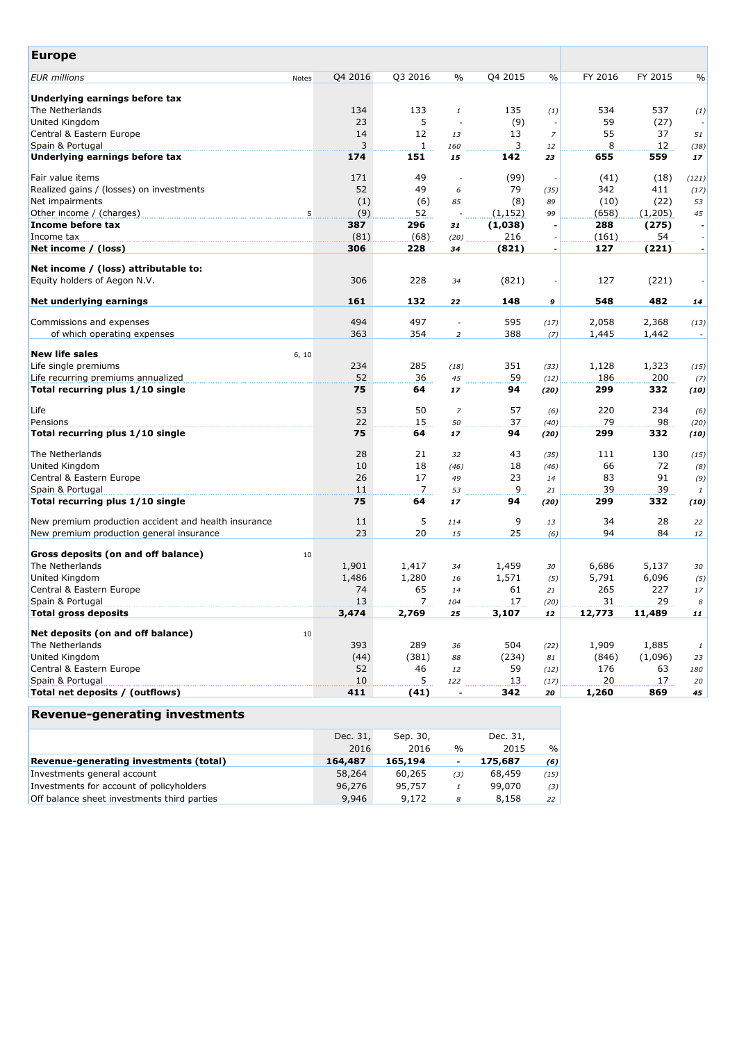## Europe

| EUR millions | Notes | Q4 2016 | Q3 2016 | % | Q4 2015 | % | FY 2016 | FY 2015 | % |
|---|---|---|---|---|---|---|---|---|---|
| **Underlying earnings before tax** | | | | | | | | | |
| The Netherlands | | 134 | 133 | *1* | 135 | *(1)* | 534 | 537 | *(1)* |
| United Kingdom | | 23 | 5 | *-* | (9) | *-* | 59 | (27) | *-* |
| Central & Eastern Europe | | 14 | 12 | *13* | 13 | *7* | 55 | 37 | *51* |
| Spain & Portugal | | 3 | 1 | *160* | 3 | *12* | 8 | 12 | *(38)* |
| **Underlying earnings before tax** | | **174** | **151** | ***15*** | **142** | ***23*** | **655** | **559** | ***17*** |
| | | | | | | | | | |
| Fair value items | | 171 | 49 | *-* | (99) | *-* | (41) | (18) | *(121)* |
| Realized gains / (losses) on investments | | 52 | 49 | *6* | 79 | *(35)* | 342 | 411 | *(17)* |
| Net impairments | | (1) | (6) | *85* | (8) | *89* | (10) | (22) | *53* |
| Other income / (charges) | 5 | (9) | 52 | *-* | (1,152) | *99* | (658) | (1,205) | *45* |
| **Income before tax** | | **387** | **296** | ***31*** | **(1,038)** | ***-*** | **288** | **(275)** | ***-*** |
| Income tax | | (81) | (68) | *(20)* | 216 | *-* | (161) | 54 | *-* |
| **Net income / (loss)** | | **306** | **228** | ***34*** | **(821)** | ***-*** | **127** | **(221)** | ***-*** |
| | | | | | | | | | |
| **Net income / (loss) attributable to:** | | | | | | | | | |
| Equity holders of Aegon N.V. | | 306 | 228 | *34* | (821) | *-* | 127 | (221) | *-* |
| | | | | | | | | | |
| **Net underlying earnings** | | **161** | **132** | ***22*** | **148** | ***9*** | **548** | **482** | ***14*** |
| | | | | | | | | | |
| Commissions and expenses | | 494 | 497 | *-* | 595 | *(17)* | 2,058 | 2,368 | *(13)* |
| of which operating expenses | | 363 | 354 | *2* | 388 | *(7)* | 1,445 | 1,442 | *-* |
| | | | | | | | | | |
| **New life sales** | 6, 10 | | | | | | | | |
| Life single premiums | | 234 | 285 | *(18)* | 351 | *(33)* | 1,128 | 1,323 | *(15)* |
| Life recurring premiums annualized | | 52 | 36 | *45* | 59 | *(12)* | 186 | 200 | *(7)* |
| **Total recurring plus 1/10 single** | | **75** | **64** | ***17*** | **94** | ***(20)*** | **299** | **332** | ***(10)*** |
| | | | | | | | | | |
| Life | | 53 | 50 | *7* | 57 | *(6)* | 220 | 234 | *(6)* |
| Pensions | | 22 | 15 | *50* | 37 | *(40)* | 79 | 98 | *(20)* |
| **Total recurring plus 1/10 single** | | **75** | **64** | ***17*** | **94** | ***(20)*** | **299** | **332** | ***(10)*** |
| | | | | | | | | | |
| The Netherlands | | 28 | 21 | *32* | 43 | *(35)* | 111 | 130 | *(15)* |
| United Kingdom | | 10 | 18 | *(46)* | 18 | *(46)* | 66 | 72 | *(8)* |
| Central & Eastern Europe | | 26 | 17 | *49* | 23 | *14* | 83 | 91 | *(9)* |
| Spain & Portugal | | 11 | 7 | *53* | 9 | *21* | 39 | 39 | *1* |
| **Total recurring plus 1/10 single** | | **75** | **64** | ***17*** | **94** | ***(20)*** | **299** | **332** | ***(10)*** |
| | | | | | | | | | |
| New premium production accident and health insurance | | 11 | 5 | *114* | 9 | *13* | 34 | 28 | *22* |
| New premium production general insurance | | 23 | 20 | *15* | 25 | *(6)* | 94 | 84 | *12* |
| | | | | | | | | | |
| **Gross deposits (on and off balance)** | 10 | | | | | | | | |
| The Netherlands | | 1,901 | 1,417 | *34* | 1,459 | *30* | 6,686 | 5,137 | *30* |
| United Kingdom | | 1,486 | 1,280 | *16* | 1,571 | *(5)* | 5,791 | 6,096 | *(5)* |
| Central & Eastern Europe | | 74 | 65 | *14* | 61 | *21* | 265 | 227 | *17* |
| Spain & Portugal | | 13 | 7 | *104* | 17 | *(20)* | 31 | 29 | *8* |
| **Total gross deposits** | | **3,474** | **2,769** | ***25*** | **3,107** | ***12*** | **12,773** | **11,489** | ***11*** |
| | | | | | | | | | |
| **Net deposits (on and off balance)** | 10 | | | | | | | | |
| The Netherlands | | 393 | 289 | *36* | 504 | *(22)* | 1,909 | 1,885 | *1* |
| United Kingdom | | (44) | (381) | *88* | (234) | *81* | (846) | (1,096) | *23* |
| Central & Eastern Europe | | 52 | 46 | *12* | 59 | *(12)* | 176 | 63 | *180* |
| Spain & Portugal | | 10 | 5 | *122* | 13 | *(17)* | 20 | 17 | *20* |
| **Total net deposits / (outflows)** | | **411** | **(41)** | ***-*** | **342** | ***20*** | **1,260** | **869** | ***45*** |

## Revenue-generating investments

| | Dec. 31, 2016 | Sep. 30, 2016 | % | Dec. 31, 2015 | % |
|---|---|---|---|---|---|
| **Revenue-generating investments (total)** | **164,487** | **165,194** | **-** | **175,687** | ***(6)*** |
| Investments general account | 58,264 | 60,265 | *(3)* | 68,459 | *(15)* |
| Investments for account of policyholders | 96,276 | 95,757 | *1* | 99,070 | *(3)* |
| Off balance sheet investments third parties | 9,946 | 9,172 | *8* | 8,158 | *22* |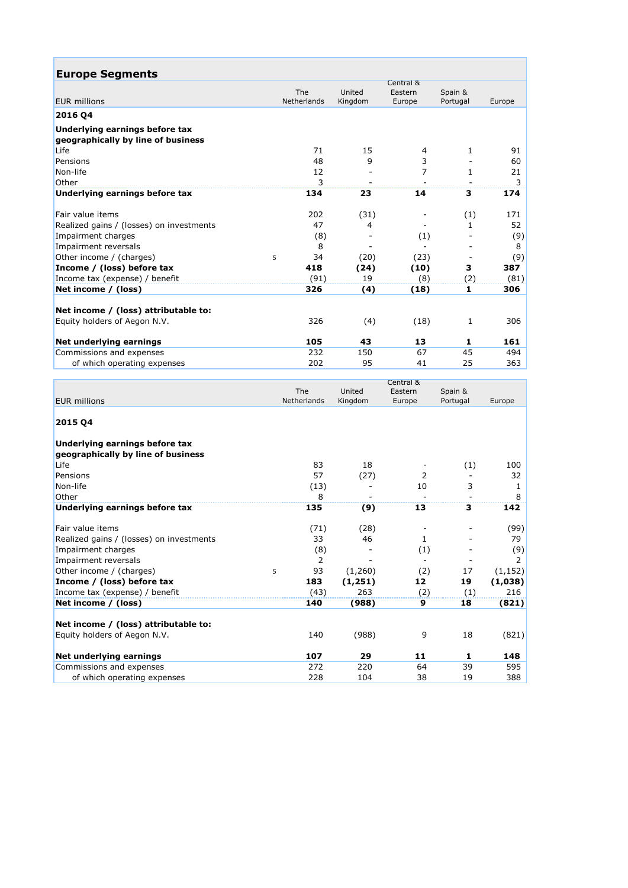## Europe Segments

| EUR millions | | The Netherlands | United Kingdom | Central & Eastern Europe | Spain & Portugal | Europe |
|---|---|---|---|---|---|---|
| **2016 Q4** | | | | | | |
| **Underlying earnings before tax geographically by line of business** | | | | | | |
| Life | | 71 | 15 | 4 | 1 | 91 |
| Pensions | | 48 | 9 | 3 | - | 60 |
| Non-life | | 12 | - | 7 | 1 | 21 |
| Other | | 3 | - | - | - | 3 |
| **Underlying earnings before tax** | | **134** | **23** | **14** | **3** | **174** |
| Fair value items | | 202 | (31) | - | (1) | 171 |
| Realized gains / (losses) on investments | | 47 | 4 | - | 1 | 52 |
| Impairment charges | | (8) | - | (1) | - | (9) |
| Impairment reversals | | 8 | - | - | - | 8 |
| Other income / (charges) | 5 | 34 | (20) | (23) | - | (9) |
| **Income / (loss) before tax** | | **418** | **(24)** | **(10)** | **3** | **387** |
| Income tax (expense) / benefit | | (91) | 19 | (8) | (2) | (81) |
| **Net income / (loss)** | | **326** | **(4)** | **(18)** | **1** | **306** |
| **Net income / (loss) attributable to:** | | | | | | |
| Equity holders of Aegon N.V. | | 326 | (4) | (18) | 1 | 306 |
| **Net underlying earnings** | | **105** | **43** | **13** | **1** | **161** |
| Commissions and expenses | | 232 | 150 | 67 | 45 | 494 |
| of which operating expenses | | 202 | 95 | 41 | 25 | 363 |

| EUR millions | | The Netherlands | United Kingdom | Central & Eastern Europe | Spain & Portugal | Europe |
|---|---|---|---|---|---|---|
| **2015 Q4** | | | | | | |
| **Underlying earnings before tax geographically by line of business** | | | | | | |
| Life | | 83 | 18 | - | (1) | 100 |
| Pensions | | 57 | (27) | 2 | - | 32 |
| Non-life | | (13) | - | 10 | 3 | 1 |
| Other | | 8 | - | - | - | 8 |
| **Underlying earnings before tax** | | **135** | **(9)** | **13** | **3** | **142** |
| Fair value items | | (71) | (28) | - | - | (99) |
| Realized gains / (losses) on investments | | 33 | 46 | 1 | - | 79 |
| Impairment charges | | (8) | - | (1) | - | (9) |
| Impairment reversals | | 2 | - | - | - | 2 |
| Other income / (charges) | 5 | 93 | (1,260) | (2) | 17 | (1,152) |
| **Income / (loss) before tax** | | **183** | **(1,251)** | **12** | **19** | **(1,038)** |
| Income tax (expense) / benefit | | (43) | 263 | (2) | (1) | 216 |
| **Net income / (loss)** | | **140** | **(988)** | **9** | **18** | **(821)** |
| **Net income / (loss) attributable to:** | | | | | | |
| Equity holders of Aegon N.V. | | 140 | (988) | 9 | 18 | (821) |
| **Net underlying earnings** | | **107** | **29** | **11** | **1** | **148** |
| Commissions and expenses | | 272 | 220 | 64 | 39 | 595 |
| of which operating expenses | | 228 | 104 | 38 | 19 | 388 |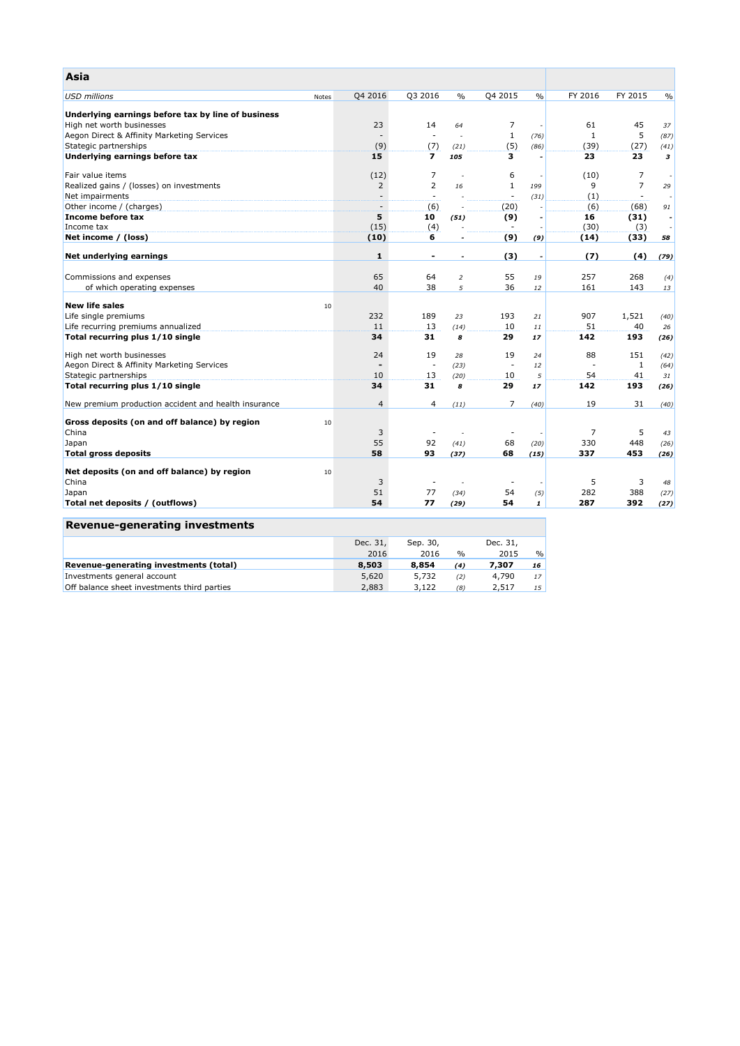## Asia

| USD millions | Notes | Q4 2016 | Q3 2016 | % | Q4 2015 | % | FY 2016 | FY 2015 | % |
|---|---|---|---|---|---|---|---|---|---|
| **Underlying earnings before tax by line of business** | | | | | | | | | |
| High net worth businesses | | 23 | 14 | *64* | 7 | - | 61 | 45 | *37* |
| Aegon Direct & Affinity Marketing Services | | - | - | - | 1 | *(76)* | 1 | 5 | *(87)* |
| Stategic partnerships | | (9) | (7) | *(21)* | (5) | *(86)* | (39) | (27) | *(41)* |
| **Underlying earnings before tax** | | **15** | **7** | ***105*** | **3** | **-** | **23** | **23** | ***3*** |
| | | | | | | | | | |
| Fair value items | | (12) | 7 | - | 6 | - | (10) | 7 | - |
| Realized gains / (losses) on investments | | 2 | 2 | *16* | 1 | *199* | 9 | 7 | *29* |
| Net impairments | | - | - | - | - | *(31)* | (1) | - | - |
| Other income / (charges) | | - | (6) | - | (20) | - | (6) | (68) | *91* |
| **Income before tax** | | **5** | **10** | ***(51)*** | **(9)** | **-** | **16** | **(31)** | **-** |
| Income tax | | (15) | (4) | - | - | - | (30) | (3) | - |
| **Net income / (loss)** | | **(10)** | **6** | **-** | **(9)** | ***(9)*** | **(14)** | **(33)** | ***58*** |
| | | | | | | | | | |
| **Net underlying earnings** | | **1** | **-** | **-** | **(3)** | **-** | **(7)** | **(4)** | ***(79)*** |
| | | | | | | | | | |
| Commissions and expenses | | 65 | 64 | *2* | 55 | *19* | 257 | 268 | *(4)* |
| of which operating expenses | | 40 | 38 | *5* | 36 | *12* | 161 | 143 | *13* |
| | | | | | | | | | |
| **New life sales** | 10 | | | | | | | | |
| Life single premiums | | 232 | 189 | *23* | 193 | *21* | 907 | 1,521 | *(40)* |
| Life recurring premiums annualized | | 11 | 13 | *(14)* | 10 | *11* | 51 | 40 | *26* |
| **Total recurring plus 1/10 single** | | **34** | **31** | ***8*** | **29** | ***17*** | **142** | **193** | ***(26)*** |
| | | | | | | | | | |
| High net worth businesses | | 24 | 19 | *28* | 19 | *24* | 88 | 151 | *(42)* |
| Aegon Direct & Affinity Marketing Services | | - | - | *(23)* | - | *12* | - | 1 | *(64)* |
| Stategic partnerships | | 10 | 13 | *(20)* | 10 | *5* | 54 | 41 | *31* |
| **Total recurring plus 1/10 single** | | **34** | **31** | ***8*** | **29** | ***17*** | **142** | **193** | ***(26)*** |
| | | | | | | | | | |
| New premium production accident and health insurance | | 4 | 4 | *(11)* | 7 | *(40)* | 19 | 31 | *(40)* |
| | | | | | | | | | |
| **Gross deposits (on and off balance) by region** | 10 | | | | | | | | |
| China | | 3 | - | - | - | - | 7 | 5 | *43* |
| Japan | | 55 | 92 | *(41)* | 68 | *(20)* | 330 | 448 | *(26)* |
| **Total gross deposits** | | **58** | **93** | ***(37)*** | **68** | ***(15)*** | **337** | **453** | ***(26)*** |
| | | | | | | | | | |
| **Net deposits (on and off balance) by region** | 10 | | | | | | | | |
| China | | 3 | - | - | - | - | 5 | 3 | *48* |
| Japan | | 51 | 77 | *(34)* | 54 | *(5)* | 282 | 388 | *(27)* |
| **Total net deposits / (outflows)** | | **54** | **77** | ***(29)*** | **54** | ***1*** | **287** | **392** | ***(27)*** |

## Revenue-generating investments

| | Dec. 31, 2016 | Sep. 30, 2016 | % | Dec. 31, 2015 | % |
|---|---|---|---|---|---|
| **Revenue-generating investments (total)** | **8,503** | **8,854** | ***(4)*** | **7,307** | ***16*** |
| Investments general account | 5,620 | 5,732 | *(2)* | 4,790 | *17* |
| Off balance sheet investments third parties | 2,883 | 3,122 | *(8)* | 2,517 | *15* |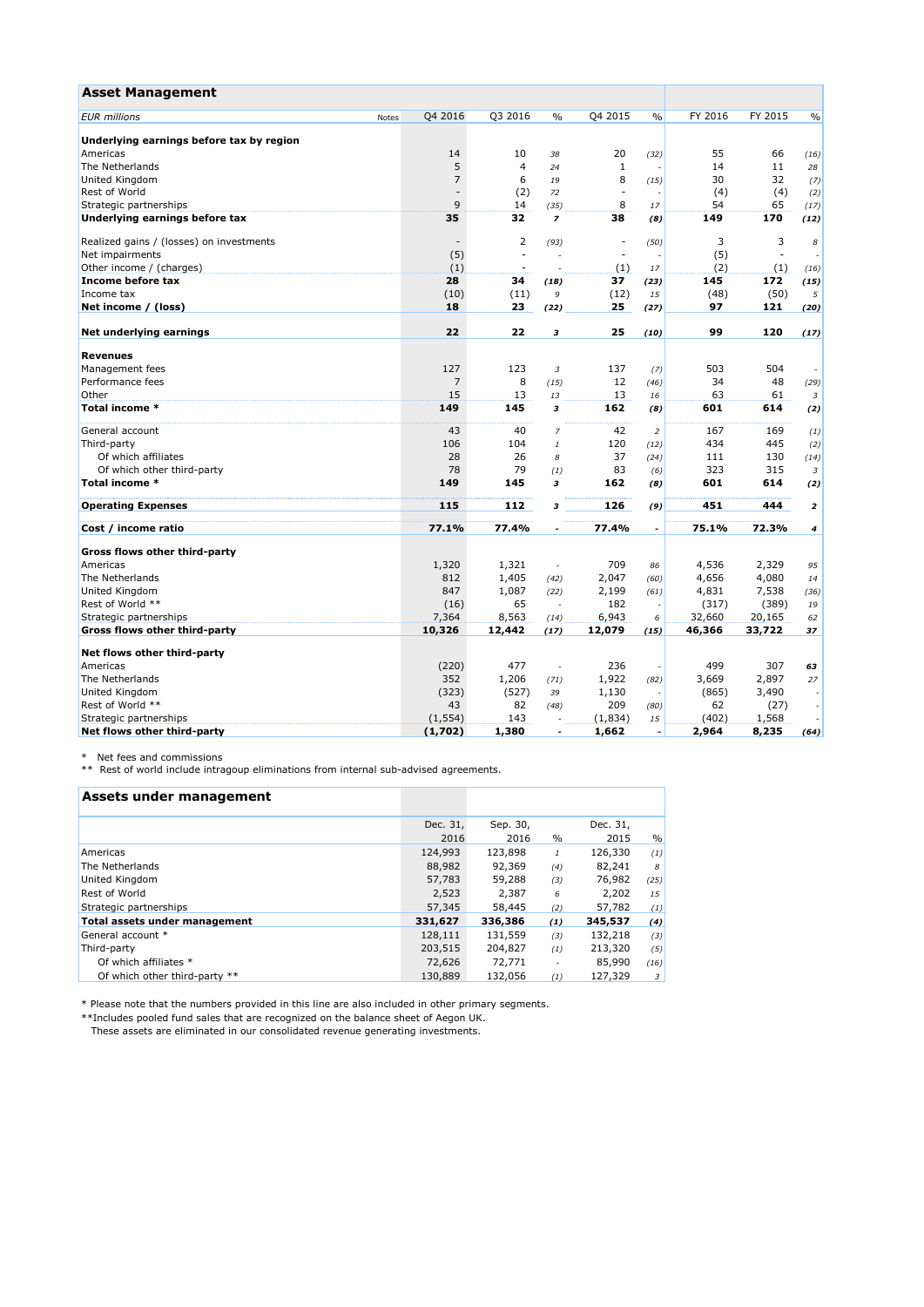## Asset Management

| EUR millions | Notes | Q4 2016 | Q3 2016 | % | Q4 2015 | % | FY 2016 | FY 2015 | % |
|---|---|---|---|---|---|---|---|---|---|
| **Underlying earnings before tax by region** | | | | | | | | | |
| Americas | | 14 | 10 | *38* | 20 | *(32)* | 55 | 66 | *(16)* |
| The Netherlands | | 5 | 4 | *24* | 1 | - | 14 | 11 | *28* |
| United Kingdom | | 7 | 6 | *19* | 8 | *(15)* | 30 | 32 | *(7)* |
| Rest of World | | - | (2) | *72* | - | - | (4) | (4) | *(2)* |
| Strategic partnerships | | 9 | 14 | *(35)* | 8 | *17* | 54 | 65 | *(17)* |
| **Underlying earnings before tax** | | **35** | **32** | ***7*** | **38** | ***(8)*** | **149** | **170** | ***(12)*** |
| | | | | | | | | | |
| Realized gains / (losses) on investments | | - | 2 | *(93)* | - | *(50)* | 3 | 3 | *8* |
| Net impairments | | (5) | - | - | - | - | (5) | - | - |
| Other income / (charges) | | (1) | - | - | (1) | *17* | (2) | (1) | *(16)* |
| **Income before tax** | | **28** | **34** | ***(18)*** | **37** | ***(23)*** | **145** | **172** | ***(15)*** |
| Income tax | | (10) | (11) | *9* | (12) | *15* | (48) | (50) | *5* |
| **Net income / (loss)** | | **18** | **23** | ***(22)*** | **25** | ***(27)*** | **97** | **121** | ***(20)*** |
| | | | | | | | | | |
| **Net underlying earnings** | | **22** | **22** | ***3*** | **25** | ***(10)*** | **99** | **120** | ***(17)*** |
| | | | | | | | | | |
| **Revenues** | | | | | | | | | |
| Management fees | | 127 | 123 | *3* | 137 | *(7)* | 503 | 504 | - |
| Performance fees | | 7 | 8 | *(15)* | 12 | *(46)* | 34 | 48 | *(29)* |
| Other | | 15 | 13 | *13* | 13 | *16* | 63 | 61 | *3* |
| **Total income *** | | **149** | **145** | ***3*** | **162** | ***(8)*** | **601** | **614** | ***(2)*** |
| | | | | | | | | | |
| General account | | 43 | 40 | *7* | 42 | *2* | 167 | 169 | *(1)* |
| Third-party | | 106 | 104 | *1* | 120 | *(12)* | 434 | 445 | *(2)* |
| Of which affiliates | | 28 | 26 | *8* | 37 | *(24)* | 111 | 130 | *(14)* |
| Of which other third-party | | 78 | 79 | *(1)* | 83 | *(6)* | 323 | 315 | *3* |
| **Total income *** | | **149** | **145** | ***3*** | **162** | ***(8)*** | **601** | **614** | ***(2)*** |
| | | | | | | | | | |
| **Operating Expenses** | | **115** | **112** | ***3*** | **126** | ***(9)*** | **451** | **444** | ***2*** |
| | | | | | | | | | |
| **Cost / income ratio** | | **77.1%** | **77.4%** | - | **77.4%** | - | **75.1%** | **72.3%** | ***4*** |
| | | | | | | | | | |
| **Gross flows other third-party** | | | | | | | | | |
| Americas | | 1,320 | 1,321 | - | 709 | *86* | 4,536 | 2,329 | *95* |
| The Netherlands | | 812 | 1,405 | *(42)* | 2,047 | *(60)* | 4,656 | 4,080 | *14* |
| United Kingdom | | 847 | 1,087 | *(22)* | 2,199 | *(61)* | 4,831 | 7,538 | *(36)* |
| Rest of World ** | | (16) | 65 | - | 182 | - | (317) | (389) | *19* |
| Strategic partnerships | | 7,364 | 8,563 | *(14)* | 6,943 | *6* | 32,660 | 20,165 | *62* |
| **Gross flows other third-party** | | **10,326** | **12,442** | ***(17)*** | **12,079** | ***(15)*** | **46,366** | **33,722** | ***37*** |
| | | | | | | | | | |
| **Net flows other third-party** | | | | | | | | | |
| Americas | | (220) | 477 | - | 236 | - | 499 | 307 | ***63*** |
| The Netherlands | | 352 | 1,206 | *(71)* | 1,922 | *(82)* | 3,669 | 2,897 | *27* |
| United Kingdom | | (323) | (527) | *39* | 1,130 | - | (865) | 3,490 | - |
| Rest of World ** | | 43 | 82 | *(48)* | 209 | *(80)* | 62 | (27) | - |
| Strategic partnerships | | (1,554) | 143 | - | (1,834) | *15* | (402) | 1,568 | - |
| **Net flows other third-party** | | **(1,702)** | **1,380** | - | **1,662** | - | **2,964** | **8,235** | ***(64)*** |

\* Net fees and commissions
** Rest of world include intragoup eliminations from internal sub-advised agreements.

## Assets under management

| | Dec. 31, 2016 | Sep. 30, 2016 | % | Dec. 31, 2015 | % |
|---|---|---|---|---|---|
| Americas | 124,993 | 123,898 | *1* | 126,330 | *(1)* |
| The Netherlands | 88,982 | 92,369 | *(4)* | 82,241 | *8* |
| United Kingdom | 57,783 | 59,288 | *(3)* | 76,982 | *(25)* |
| Rest of World | 2,523 | 2,387 | *6* | 2,202 | *15* |
| Strategic partnerships | 57,345 | 58,445 | *(2)* | 57,782 | *(1)* |
| **Total assets under management** | **331,627** | **336,386** | ***(1)*** | **345,537** | ***(4)*** |
| General account * | 128,111 | 131,559 | *(3)* | 132,218 | *(3)* |
| Third-party | 203,515 | 204,827 | *(1)* | 213,320 | *(5)* |
| Of which affiliates * | 72,626 | 72,771 | - | 85,990 | *(16)* |
| Of which other third-party ** | 130,889 | 132,056 | *(1)* | 127,329 | *3* |

\* Please note that the numbers provided in this line are also included in other primary segments.
**Includes pooled fund sales that are recognized on the balance sheet of Aegon UK.
These assets are eliminated in our consolidated revenue generating investments.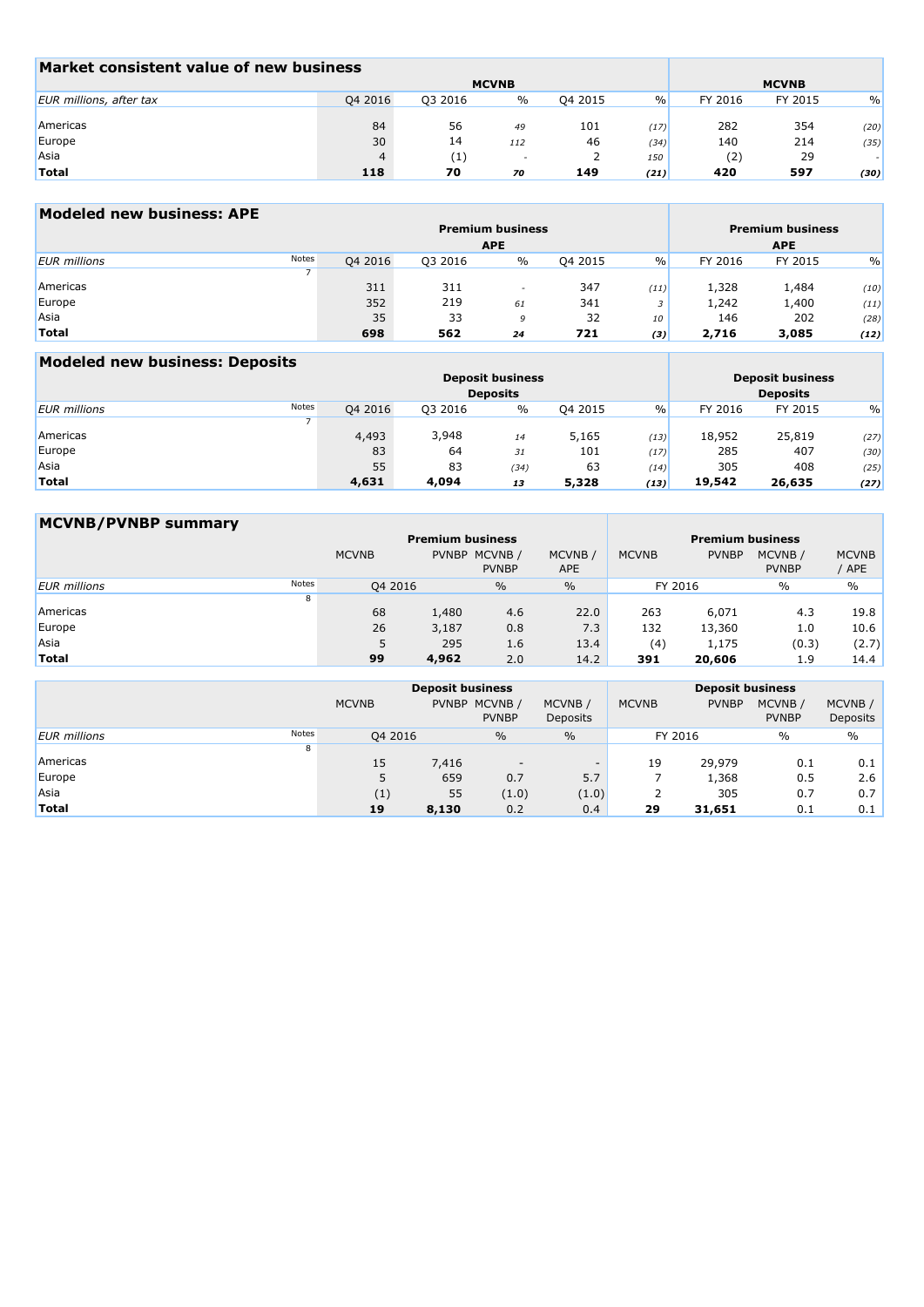## Market consistent value of new business

| EUR millions, after tax | MCVNB Q4 2016 | Q3 2016 | % | Q4 2015 | % | MCVNB FY 2016 | FY 2015 | % |
|---|---|---|---|---|---|---|---|---|
| Americas | 84 | 56 | *49* | 101 | *(17)* | 282 | 354 | *(20)* |
| Europe | 30 | 14 | *112* | 46 | *(34)* | 140 | 214 | *(35)* |
| Asia | 4 | (1) | - | 2 | *150* | (2) | 29 | - |
| **Total** | **118** | **70** | ***70*** | **149** | ***(21)*** | **420** | **597** | ***(30)*** |

## Modeled new business: APE

| EUR millions | Notes | Premium business APE Q4 2016 | Q3 2016 | % | Q4 2015 | % | Premium business APE FY 2016 | FY 2015 | % |
|---|---|---|---|---|---|---|---|---|---|
| | 7 | | | | | | | | |
| Americas | | 311 | 311 | - | 347 | *(11)* | 1,328 | 1,484 | *(10)* |
| Europe | | 352 | 219 | *61* | 341 | *3* | 1,242 | 1,400 | *(11)* |
| Asia | | 35 | 33 | *9* | 32 | *10* | 146 | 202 | *(28)* |
| **Total** | | **698** | **562** | ***24*** | **721** | ***(3)*** | **2,716** | **3,085** | ***(12)*** |

## Modeled new business: Deposits

| EUR millions | Notes | Deposit business Deposits Q4 2016 | Q3 2016 | % | Q4 2015 | % | Deposit business Deposits FY 2016 | FY 2015 | % |
|---|---|---|---|---|---|---|---|---|---|
| | 7 | | | | | | | | |
| Americas | | 4,493 | 3,948 | *14* | 5,165 | *(13)* | 18,952 | 25,819 | *(27)* |
| Europe | | 83 | 64 | *31* | 101 | *(17)* | 285 | 407 | *(30)* |
| Asia | | 55 | 83 | *(34)* | 63 | *(14)* | 305 | 408 | *(25)* |
| **Total** | | **4,631** | **4,094** | ***13*** | **5,328** | ***(13)*** | **19,542** | **26,635** | ***(27)*** |

## MCVNB/PVNBP summary

| | | Premium business | | | | Premium business | | | |
|---|---|---|---|---|---|---|---|---|---|
| | | MCVNB | PVNBP | MCVNB / PVNBP | MCVNB / APE | MCVNB | PVNBP | MCVNB / PVNBP | MCVNB / APE |
| *EUR millions* | Notes | Q4 2016 | | % | % | FY 2016 | | % | % |
| | 8 | | | | | | | | |
| Americas | | 68 | 1,480 | 4.6 | 22.0 | 263 | 6,071 | 4.3 | 19.8 |
| Europe | | 26 | 3,187 | 0.8 | 7.3 | 132 | 13,360 | 1.0 | 10.6 |
| Asia | | 5 | 295 | 1.6 | 13.4 | (4) | 1,175 | (0.3) | (2.7) |
| **Total** | | **99** | **4,962** | 2.0 | 14.2 | **391** | **20,606** | 1.9 | 14.4 |

| | | Deposit business | | | | Deposit business | | | |
|---|---|---|---|---|---|---|---|---|---|
| | | MCVNB | PVNBP | MCVNB / PVNBP | MCVNB / Deposits | MCVNB | PVNBP | MCVNB / PVNBP | MCVNB / Deposits |
| *EUR millions* | Notes | Q4 2016 | | % | % | FY 2016 | | % | % |
| | 8 | | | | | | | | |
| Americas | | 15 | 7,416 | - | - | 19 | 29,979 | 0.1 | 0.1 |
| Europe | | 5 | 659 | 0.7 | 5.7 | 7 | 1,368 | 0.5 | 2.6 |
| Asia | | (1) | 55 | (1.0) | (1.0) | 2 | 305 | 0.7 | 0.7 |
| **Total** | | **19** | **8,130** | 0.2 | 0.4 | **29** | **31,651** | 0.1 | 0.1 |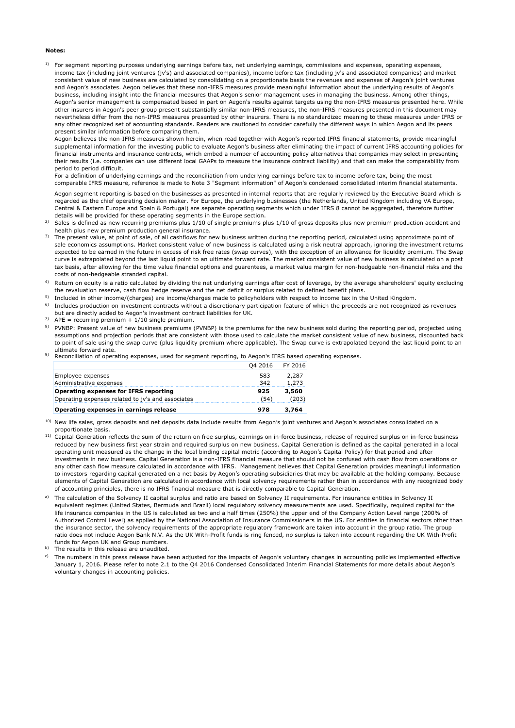**Notes:**

1) For segment reporting purposes underlying earnings before tax, net underlying earnings, commissions and expenses, operating expenses, income tax (including joint ventures (jv's) and associated companies), income before tax (including jv's and associated companies) and market consistent value of new business are calculated by consolidating on a proportionate basis the revenues and expenses of Aegon's joint ventures and Aegon's associates. Aegon believes that these non-IFRS measures provide meaningful information about the underlying results of Aegon's business, including insight into the financial measures that Aegon's senior management uses in managing the business. Among other things, Aegon's senior management is compensated based in part on Aegon's results against targets using the non-IFRS measures presented here. While other insurers in Aegon's peer group present substantially similar non-IFRS measures, the non-IFRS measures presented in this document may nevertheless differ from the non-IFRS measures presented by other insurers. There is no standardized meaning to these measures under IFRS or any other recognized set of accounting standards. Readers are cautioned to consider carefully the different ways in which Aegon and its peers present similar information before comparing them.
Aegon believes the non-IFRS measures shown herein, when read together with Aegon's reported IFRS financial statements, provide meaningful supplemental information for the investing public to evaluate Aegon's business after eliminating the impact of current IFRS accounting policies for financial instruments and insurance contracts, which embed a number of accounting policy alternatives that companies may select in presenting their results (i.e. companies can use different local GAAPs to measure the insurance contract liability) and that can make the comparability from period to period difficult.
For a definition of underlying earnings and the reconciliation from underlying earnings before tax to income before tax, being the most comparable IFRS measure, reference is made to Note 3 "Segment information" of Aegon's condensed consolidated interim financial statements.
Aegon segment reporting is based on the businesses as presented in internal reports that are regularly reviewed by the Executive Board which is regarded as the chief operating decision maker. For Europe, the underlying businesses (the Netherlands, United Kingdom including VA Europe, Central & Eastern Europe and Spain & Portugal) are separate operating segments which under IFRS 8 cannot be aggregated, therefore further details will be provided for these operating segments in the Europe section.

2) Sales is defined as new recurring premiums plus 1/10 of single premiums plus 1/10 of gross deposits plus new premium production accident and health plus new premium production general insurance.

3) The present value, at point of sale, of all cashflows for new business written during the reporting period, calculated using approximate point of sale economics assumptions. Market consistent value of new business is calculated using a risk neutral approach, ignoring the investment returns expected to be earned in the future in excess of risk free rates (swap curves), with the exception of an allowance for liquidity premium. The Swap curve is extrapolated beyond the last liquid point to an ultimate forward rate. The market consistent value of new business is calculated on a post tax basis, after allowing for the time value financial options and guarentees, a market value margin for non-hedgeable non-financial risks and the costs of non-hedgeable stranded capital.

4) Return on equity is a ratio calculated by dividing the net underlying earnings after cost of leverage, by the average shareholders' equity excluding the revaluation reserve, cash flow hedge reserve and the net deficit or surplus related to defined benefit plans.

5) Included in other income/(charges) are income/charges made to policyholders with respect to income tax in the United Kingdom.

6) Includes production on investment contracts without a discretionary participation feature of which the proceeds are not recognized as revenues but are directly added to Aegon's investment contract liabilities for UK.

7) APE = recurring premium + 1/10 single premium.

8) PVNBP: Present value of new business premiums (PVNBP) is the premiums for the new business sold during the reporting period, projected using assumptions and projection periods that are consistent with those used to calculate the market consistent value of new business, discounted back to point of sale using the swap curve (plus liquidity premium where applicable). The Swap curve is extrapolated beyond the last liquid point to an ultimate forward rate.

9) Reconciliation of operating expenses, used for segment reporting, to Aegon's IFRS based operating expenses.

| | Q4 2016 | FY 2016 |
|---|---|---|
| Employee expenses | 583 | 2,287 |
| Administrative expenses | 342 | 1,273 |
| **Operating expenses for IFRS reporting** | **925** | **3,560** |
| Operating expenses related to jv's and associates | (54) | (203) |
| **Operating expenses in earnings release** | **978** | **3,764** |

10) New life sales, gross deposits and net deposits data include results from Aegon's joint ventures and Aegon's associates consolidated on a proportionate basis.

11) Capital Generation reflects the sum of the return on free surplus, earnings on in-force business, release of required surplus on in-force business reduced by new business first year strain and required surplus on new business. Capital Generation is defined as the capital generated in a local operating unit measured as the change in the local binding capital metric (according to Aegon's Capital Policy) for that period and after investments in new business. Capital Generation is a non-IFRS financial measure that should not be confused with cash flow from operations or any other cash flow measure calculated in accordance with IFRS. Management believes that Capital Generation provides meaningful information to investors regarding capital generated on a net basis by Aegon's operating subsidiaries that may be available at the holding company. Because elements of Capital Generation are calculated in accordance with local solvency requirements rather than in accordance with any recognized body of accounting principles, there is no IFRS financial measure that is directly comparable to Capital Generation.

a) The calculation of the Solvency II capital surplus and ratio are based on Solvency II requirements. For insurance entities in Solvency II equivalent regimes (United States, Bermuda and Brazil) local regulatory solvency measurements are used. Specifically, required capital for the life insurance companies in the US is calculated as two and a half times (250%) the upper end of the Company Action Level range (200% of Authorized Control Level) as applied by the National Association of Insurance Commissioners in the US. For entities in financial sectors other than the insurance sector, the solvency requirements of the appropriate regulatory framework are taken into account in the group ratio. The group ratio does not include Aegon Bank N.V. As the UK With-Profit funds is ring fenced, no surplus is taken into account regarding the UK With-Profit funds for Aegon UK and Group numbers.

b) The results in this release are unaudited.

c) The numbers in this press release have been adjusted for the impacts of Aegon's voluntary changes in accounting policies implemented effective January 1, 2016. Please refer to note 2.1 to the Q4 2016 Condensed Consolidated Interim Financial Statements for more details about Aegon's voluntary changes in accounting policies.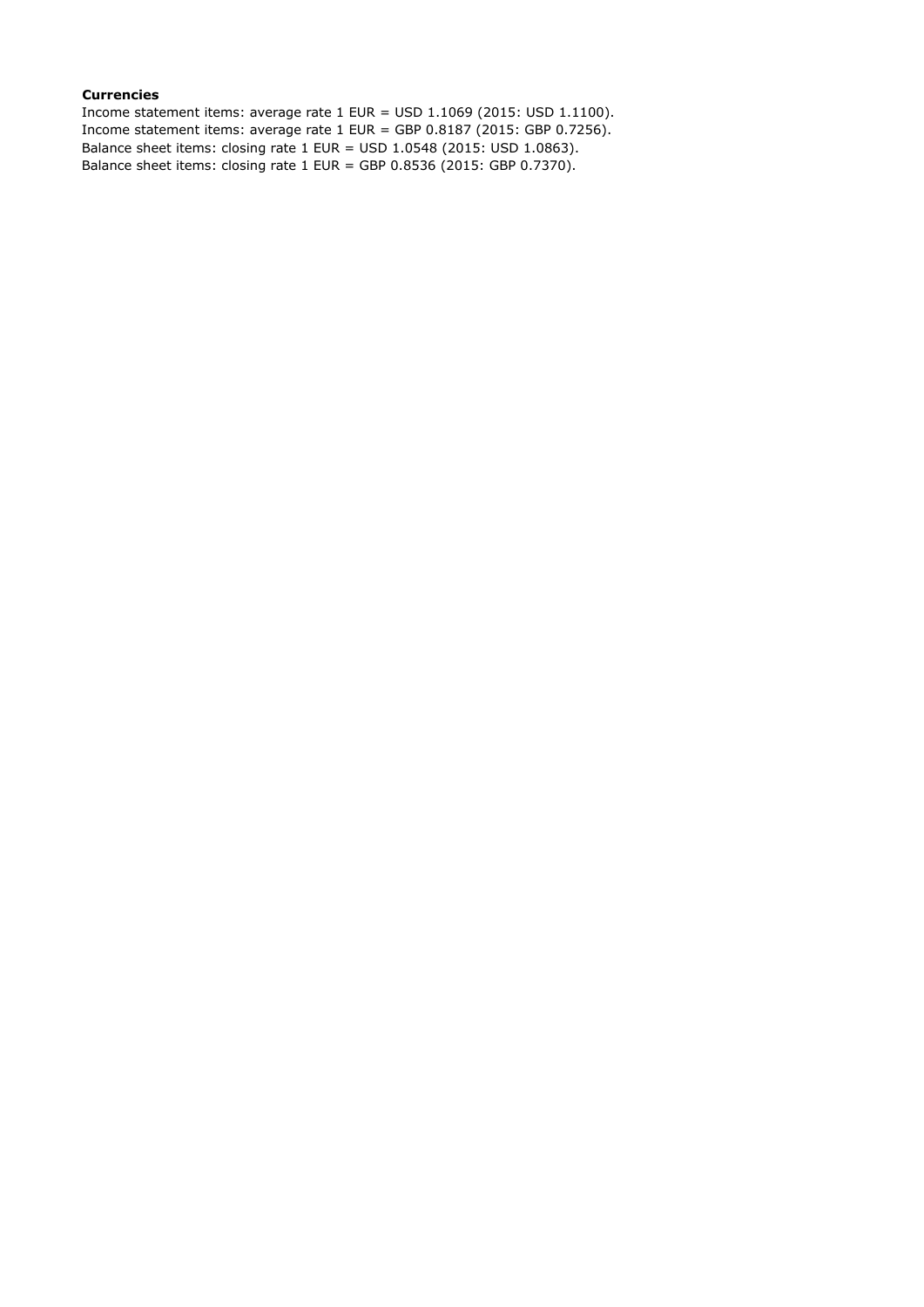**Currencies**

Income statement items: average rate 1 EUR = USD 1.1069 (2015: USD 1.1100).
Income statement items: average rate 1 EUR = GBP 0.8187 (2015: GBP 0.7256).
Balance sheet items: closing rate 1 EUR = USD 1.0548 (2015: USD 1.0863).
Balance sheet items: closing rate 1 EUR = GBP 0.8536 (2015: GBP 0.7370).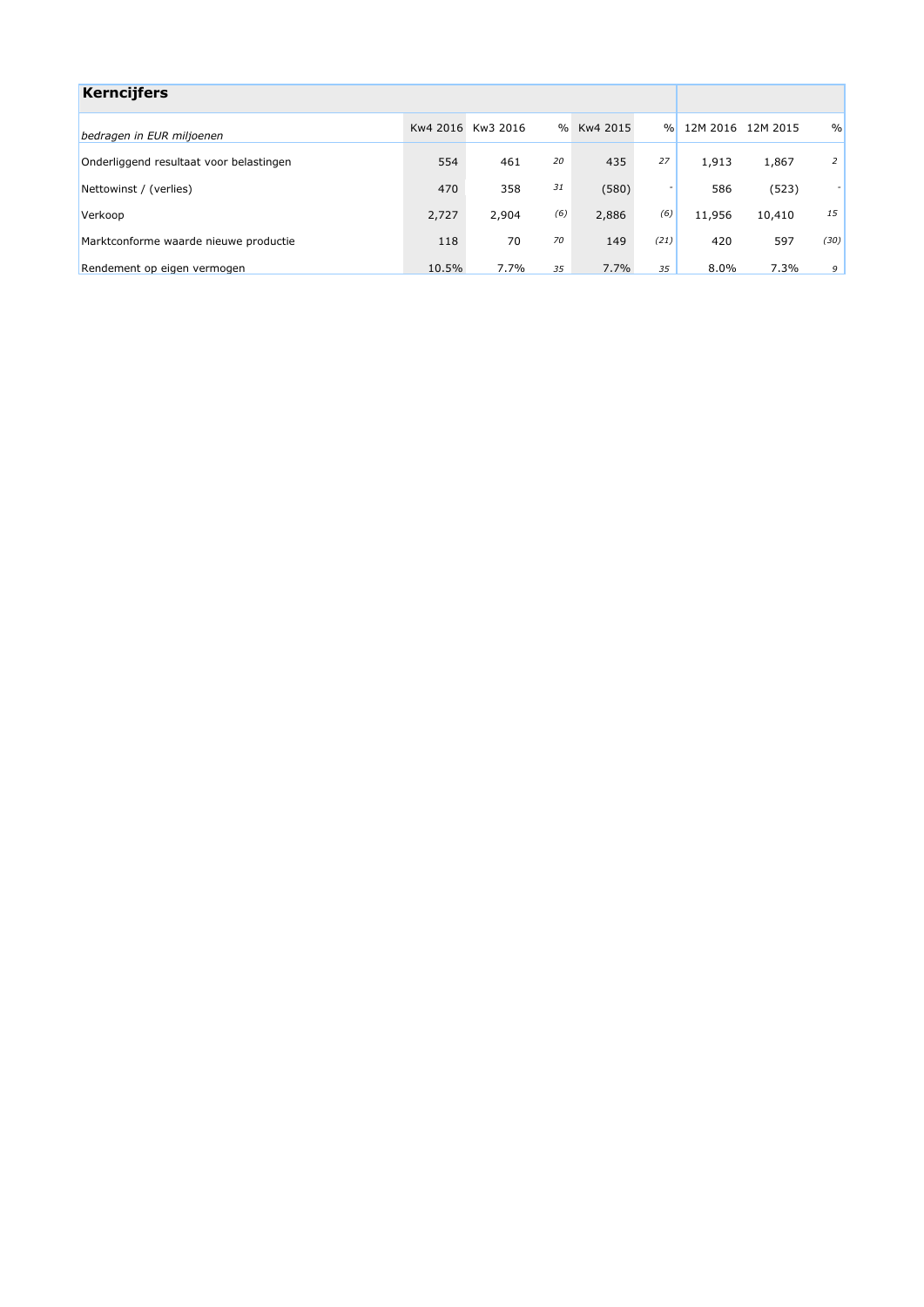## Kerncijfers

| *bedragen in EUR miljoenen* | Kw4 2016 | Kw3 2016 | % | Kw4 2015 | % | 12M 2016 | 12M 2015 | % |
|---|---|---|---|---|---|---|---|---|
| Onderliggend resultaat voor belastingen | 554 | 461 | *20* | 435 | *27* | 1,913 | 1,867 | *2* |
| Nettowinst / (verlies) | 470 | 358 | *31* | (580) | - | 586 | (523) | - |
| Verkoop | 2,727 | 2,904 | *(6)* | 2,886 | *(6)* | 11,956 | 10,410 | *15* |
| Marktconforme waarde nieuwe productie | 118 | 70 | *70* | 149 | *(21)* | 420 | 597 | *(30)* |
| Rendement op eigen vermogen | 10.5% | 7.7% | *35* | 7.7% | *35* | 8.0% | 7.3% | *9* |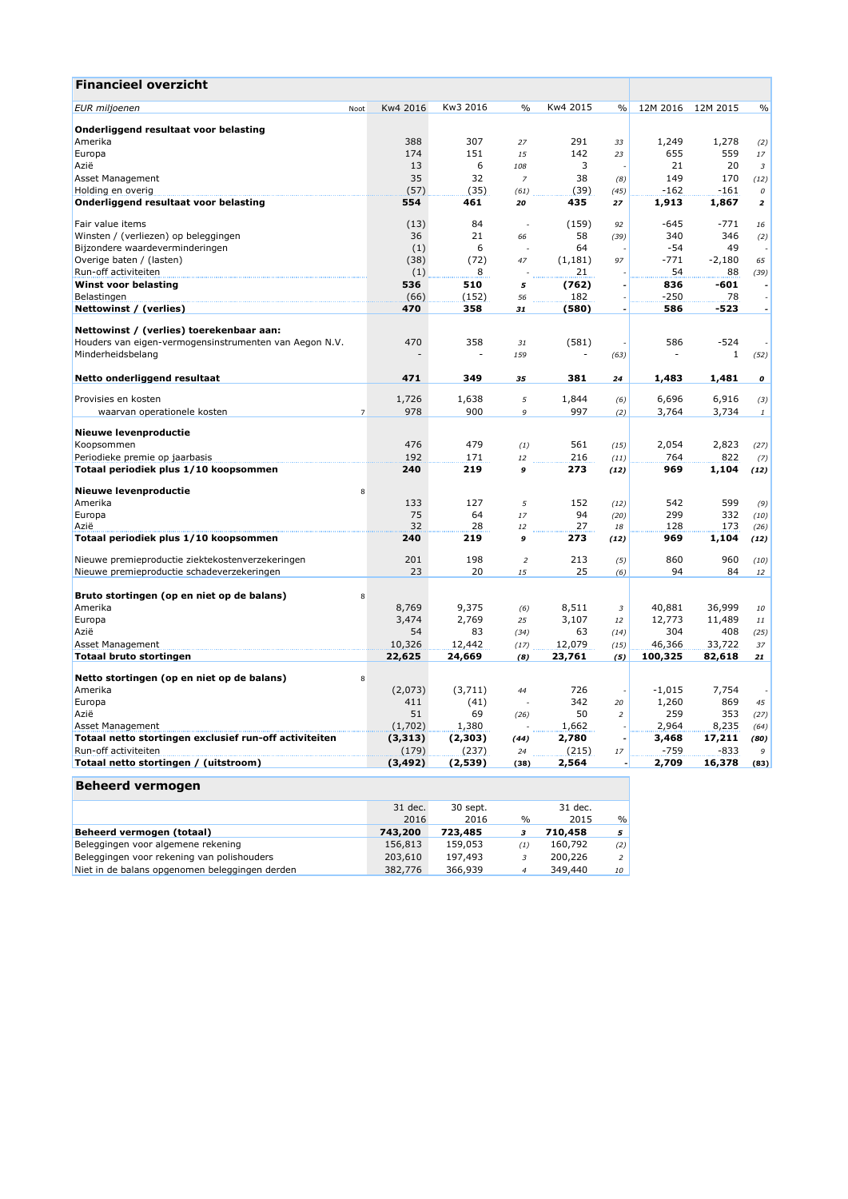## Financieel overzicht

| *EUR miljoenen* | Noot | Kw4 2016 | Kw3 2016 | % | Kw4 2015 | % | 12M 2016 | 12M 2015 | % |
|---|---|---|---|---|---|---|---|---|---|
| **Onderliggend resultaat voor belasting** | | | | | | | | | |
| Amerika | | 388 | 307 | *27* | 291 | *33* | 1,249 | 1,278 | *(2)* |
| Europa | | 174 | 151 | *15* | 142 | *23* | 655 | 559 | *17* |
| Azië | | 13 | 6 | *108* | 3 | *-* | 21 | 20 | *3* |
| Asset Management | | 35 | 32 | *7* | 38 | *(8)* | 149 | 170 | *(12)* |
| Holding en overig | | (57) | (35) | *(61)* | (39) | *(45)* | -162 | -161 | *0* |
| **Onderliggend resultaat voor belasting** | | **554** | **461** | ***20*** | **435** | ***27*** | **1,913** | **1,867** | ***2*** |
| Fair value items | | (13) | 84 | *-* | (159) | *92* | -645 | -771 | *16* |
| Winsten / (verliezen) op beleggingen | | 36 | 21 | *66* | 58 | *(39)* | 340 | 346 | *(2)* |
| Bijzondere waardeverminderingen | | (1) | 6 | *-* | 64 | *-* | -54 | 49 | *-* |
| Overige baten / (lasten) | | (38) | (72) | *47* | (1,181) | *97* | -771 | -2,180 | *65* |
| Run-off activiteiten | | (1) | 8 | *-* | 21 | *-* | 54 | 88 | *(39)* |
| **Winst voor belasting** | | **536** | **510** | ***5*** | **(762)** | ***-*** | **836** | **-601** | ***-*** |
| Belastingen | | (66) | (152) | *56* | 182 | *-* | -250 | 78 | *-* |
| **Nettowinst / (verlies)** | | **470** | **358** | ***31*** | **(580)** | ***-*** | **586** | **-523** | ***-*** |
| **Nettowinst / (verlies) toerekenbaar aan:** | | | | | | | | | |
| Houders van eigen-vermogensinstrumenten van Aegon N.V. | | 470 | 358 | *31* | (581) | *-* | 586 | -524 | *-* |
| Minderheidsbelang | | - | - | *159* | - | *(63)* | - | 1 | *(52)* |
| **Netto onderliggend resultaat** | | **471** | **349** | ***35*** | **381** | ***24*** | **1,483** | **1,481** | ***0*** |
| Provisies en kosten | | 1,726 | 1,638 | *5* | 1,844 | *(6)* | 6,696 | 6,916 | *(3)* |
| waarvan operationele kosten | 7 | 978 | 900 | *9* | 997 | *(2)* | 3,764 | 3,734 | *1* |
| **Nieuwe levenproductie** | | | | | | | | | |
| Koopsommen | | 476 | 479 | *(1)* | 561 | *(15)* | 2,054 | 2,823 | *(27)* |
| Periodieke premie op jaarbasis | | 192 | 171 | *12* | 216 | *(11)* | 764 | 822 | *(7)* |
| **Totaal periodiek plus 1/10 koopsommen** | | **240** | **219** | ***9*** | **273** | ***(12)*** | **969** | **1,104** | ***(12)*** |
| **Nieuwe levenproductie** | 8 | | | | | | | | |
| Amerika | | 133 | 127 | *5* | 152 | *(12)* | 542 | 599 | *(9)* |
| Europa | | 75 | 64 | *17* | 94 | *(20)* | 299 | 332 | *(10)* |
| Azië | | 32 | 28 | *12* | 27 | *18* | 128 | 173 | *(26)* |
| **Totaal periodiek plus 1/10 koopsommen** | | **240** | **219** | ***9*** | **273** | ***(12)*** | **969** | **1,104** | ***(12)*** |
| Nieuwe premieproductie ziektekostenverzekeringen | | 201 | 198 | *2* | 213 | *(5)* | 860 | 960 | *(10)* |
| Nieuwe premieproductie schadeverzekeringen | | 23 | 20 | *15* | 25 | *(6)* | 94 | 84 | *12* |
| **Bruto stortingen (op en niet op de balans)** | 8 | | | | | | | | |
| Amerika | | 8,769 | 9,375 | *(6)* | 8,511 | *3* | 40,881 | 36,999 | *10* |
| Europa | | 3,474 | 2,769 | *25* | 3,107 | *12* | 12,773 | 11,489 | *11* |
| Azië | | 54 | 83 | *(34)* | 63 | *(14)* | 304 | 408 | *(25)* |
| Asset Management | | 10,326 | 12,442 | *(17)* | 12,079 | *(15)* | 46,366 | 33,722 | *37* |
| **Totaal bruto stortingen** | | **22,625** | **24,669** | ***(8)*** | **23,761** | ***(5)*** | **100,325** | **82,618** | ***21*** |
| **Netto stortingen (op en niet op de balans)** | 8 | | | | | | | | |
| Amerika | | (2,073) | (3,711) | *44* | 726 | *-* | -1,015 | 7,754 | *-* |
| Europa | | 411 | (41) | *-* | 342 | *20* | 1,260 | 869 | *45* |
| Azië | | 51 | 69 | *(26)* | 50 | *2* | 259 | 353 | *(27)* |
| Asset Management | | (1,702) | 1,380 | *-* | 1,662 | *-* | 2,964 | 8,235 | *(64)* |
| **Totaal netto stortingen exclusief run-off activiteiten** | | **(3,313)** | **(2,303)** | ***(44)*** | **2,780** | ***-*** | **3,468** | **17,211** | ***(80)*** |
| Run-off activiteiten | | (179) | (237) | *24* | (215) | *17* | -759 | -833 | *9* |
| **Totaal netto stortingen / (uitstroom)** | | **(3,492)** | **(2,539)** | ***(38)*** | **2,564** | ***-*** | **2,709** | **16,378** | ***(83)*** |

## Beheerd vermogen

| | 31 dec. 2016 | 30 sept. 2016 | % | 31 dec. 2015 | % |
|---|---|---|---|---|---|
| **Beheerd vermogen (totaal)** | **743,200** | **723,485** | ***3*** | **710,458** | ***5*** |
| Beleggingen voor algemene rekening | 156,813 | 159,053 | *(1)* | 160,792 | *(2)* |
| Beleggingen voor rekening van polishouders | 203,610 | 197,493 | *3* | 200,226 | *2* |
| Niet in de balans opgenomen beleggingen derden | 382,776 | 366,939 | *4* | 349,440 | *10* |